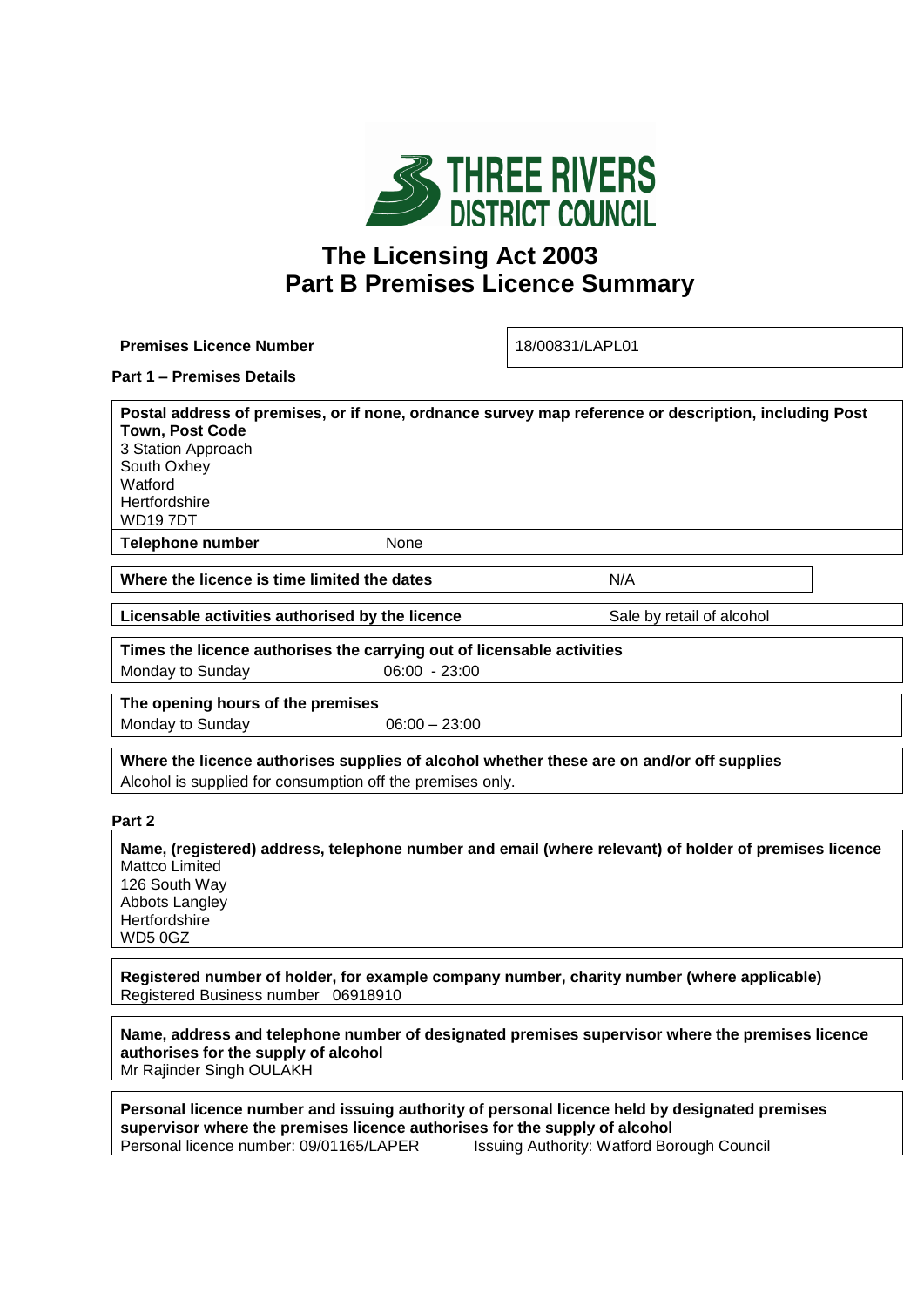THREE RIVERS DISTRICT COUNCIL

# The Licensing Act 2003
# Part B Premises Licence Summary

| **Premises Licence Number** | 18/00831/LAPL01 |
|---|---|

**Part 1 – Premises Details**

**Postal address of premises, or if none, ordnance survey map reference or description, including Post Town, Post Code**
3 Station Approach
South Oxhey
Watford
Hertfordshire
WD19 7DT

| **Telephone number** | None |
|---|---|

| **Where the licence is time limited the dates** | N/A |
|---|---|

| **Licensable activities authorised by the licence** | Sale by retail of alcohol |
|---|---|

**Times the licence authorises the carrying out of licensable activities**

| Monday to Sunday | 06:00 - 23:00 |
|---|---|

**The opening hours of the premises**

| Monday to Sunday | 06:00 – 23:00 |
|---|---|

**Where the licence authorises supplies of alcohol whether these are on and/or off supplies**
Alcohol is supplied for consumption off the premises only.

**Part 2**

**Name, (registered) address, telephone number and email (where relevant) of holder of premises licence**
Mattco Limited
126 South Way
Abbots Langley
Hertfordshire
WD5 0GZ

**Registered number of holder, for example company number, charity number (where applicable)**
Registered Business number 06918910

**Name, address and telephone number of designated premises supervisor where the premises licence authorises for the supply of alcohol**
Mr Rajinder Singh OULAKH

**Personal licence number and issuing authority of personal licence held by designated premises supervisor where the premises licence authorises for the supply of alcohol**
Personal licence number: 09/01165/LAPER Issuing Authority: Watford Borough Council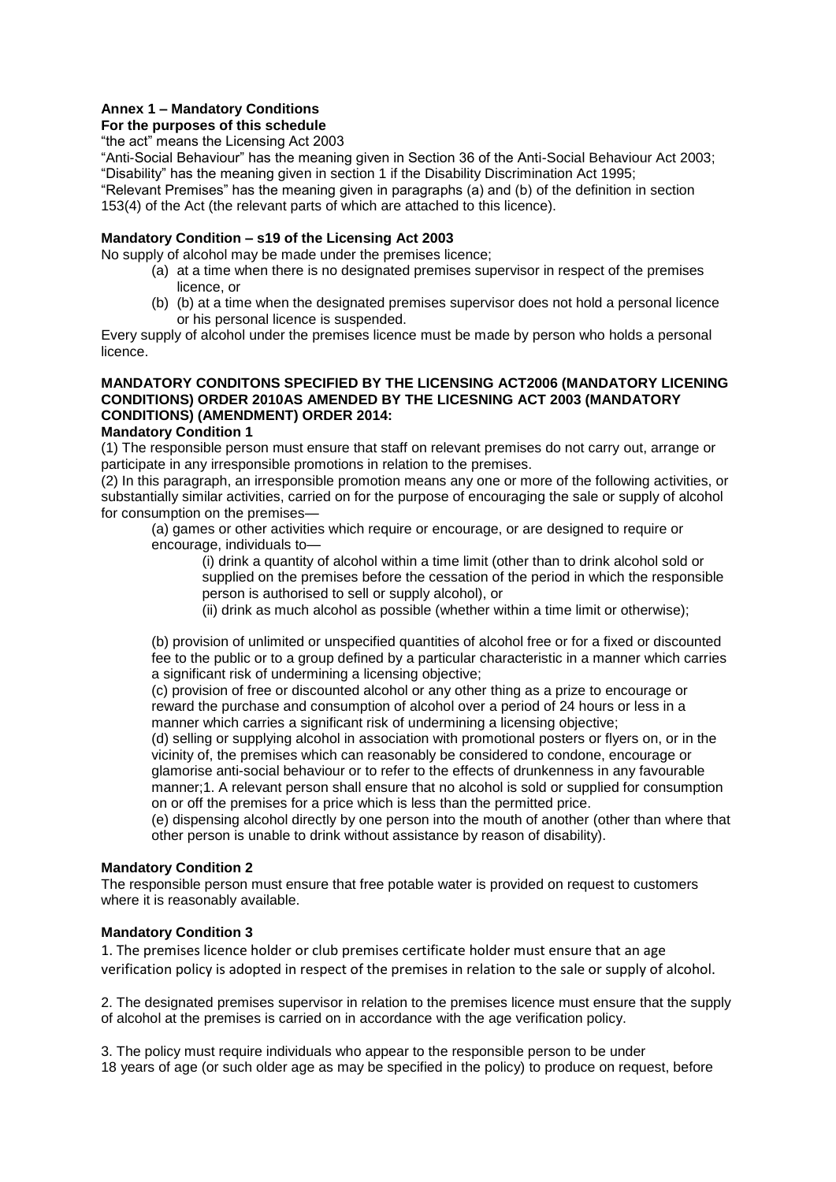**Annex 1 – Mandatory Conditions**
**For the purposes of this schedule**

"the act" means the Licensing Act 2003

"Anti-Social Behaviour" has the meaning given in Section 36 of the Anti-Social Behaviour Act 2003;
"Disability" has the meaning given in section 1 if the Disability Discrimination Act 1995;
"Relevant Premises" has the meaning given in paragraphs (a) and (b) of the definition in section 153(4) of the Act (the relevant parts of which are attached to this licence).

**Mandatory Condition – s19 of the Licensing Act 2003**

No supply of alcohol may be made under the premises licence;

(a) at a time when there is no designated premises supervisor in respect of the premises licence, or
(b) (b) at a time when the designated premises supervisor does not hold a personal licence or his personal licence is suspended.

Every supply of alcohol under the premises licence must be made by person who holds a personal licence.

**MANDATORY CONDITONS SPECIFIED BY THE LICENSING ACT2006 (MANDATORY LICENING CONDITIONS) ORDER 2010AS AMENDED BY THE LICESNING ACT 2003 (MANDATORY CONDITIONS) (AMENDMENT) ORDER 2014:**

**Mandatory Condition 1**

(1) The responsible person must ensure that staff on relevant premises do not carry out, arrange or participate in any irresponsible promotions in relation to the premises.

(2) In this paragraph, an irresponsible promotion means any one or more of the following activities, or substantially similar activities, carried on for the purpose of encouraging the sale or supply of alcohol for consumption on the premises—

(a) games or other activities which require or encourage, or are designed to require or encourage, individuals to—

(i) drink a quantity of alcohol within a time limit (other than to drink alcohol sold or supplied on the premises before the cessation of the period in which the responsible person is authorised to sell or supply alcohol), or

(ii) drink as much alcohol as possible (whether within a time limit or otherwise);

(b) provision of unlimited or unspecified quantities of alcohol free or for a fixed or discounted fee to the public or to a group defined by a particular characteristic in a manner which carries a significant risk of undermining a licensing objective;

(c) provision of free or discounted alcohol or any other thing as a prize to encourage or reward the purchase and consumption of alcohol over a period of 24 hours or less in a manner which carries a significant risk of undermining a licensing objective;

(d) selling or supplying alcohol in association with promotional posters or flyers on, or in the vicinity of, the premises which can reasonably be considered to condone, encourage or glamorise anti-social behaviour or to refer to the effects of drunkenness in any favourable manner;1. A relevant person shall ensure that no alcohol is sold or supplied for consumption on or off the premises for a price which is less than the permitted price.

(e) dispensing alcohol directly by one person into the mouth of another (other than where that other person is unable to drink without assistance by reason of disability).

**Mandatory Condition 2**

The responsible person must ensure that free potable water is provided on request to customers where it is reasonably available.

**Mandatory Condition 3**

1. The premises licence holder or club premises certificate holder must ensure that an age verification policy is adopted in respect of the premises in relation to the sale or supply of alcohol.

2. The designated premises supervisor in relation to the premises licence must ensure that the supply of alcohol at the premises is carried on in accordance with the age verification policy.

3. The policy must require individuals who appear to the responsible person to be under 18 years of age (or such older age as may be specified in the policy) to produce on request, before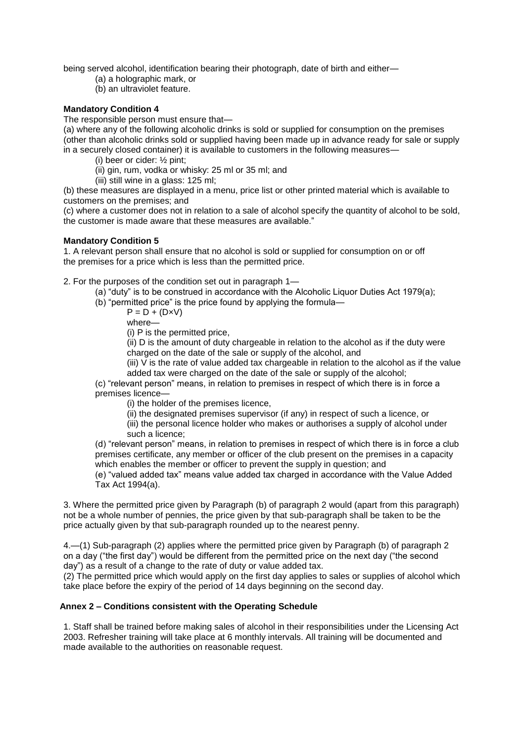being served alcohol, identification bearing their photograph, date of birth and either—

(a) a holographic mark, or
(b) an ultraviolet feature.

**Mandatory Condition 4**

The responsible person must ensure that—

(a) where any of the following alcoholic drinks is sold or supplied for consumption on the premises (other than alcoholic drinks sold or supplied having been made up in advance ready for sale or supply in a securely closed container) it is available to customers in the following measures—

(i) beer or cider: ½ pint;
(ii) gin, rum, vodka or whisky: 25 ml or 35 ml; and
(iii) still wine in a glass: 125 ml;

(b) these measures are displayed in a menu, price list or other printed material which is available to customers on the premises; and

(c) where a customer does not in relation to a sale of alcohol specify the quantity of alcohol to be sold, the customer is made aware that these measures are available."

**Mandatory Condition 5**

1. A relevant person shall ensure that no alcohol is sold or supplied for consumption on or off the premises for a price which is less than the permitted price.

2. For the purposes of the condition set out in paragraph 1—

(a) "duty" is to be construed in accordance with the Alcoholic Liquor Duties Act 1979(a);

(b) "permitted price" is the price found by applying the formula—

$P = D + (D×V)$

where—

(i) P is the permitted price,

(ii) D is the amount of duty chargeable in relation to the alcohol as if the duty were charged on the date of the sale or supply of the alcohol, and

(iii) V is the rate of value added tax chargeable in relation to the alcohol as if the value added tax were charged on the date of the sale or supply of the alcohol;

(c) "relevant person" means, in relation to premises in respect of which there is in force a premises licence—

(i) the holder of the premises licence,
(ii) the designated premises supervisor (if any) in respect of such a licence, or
(iii) the personal licence holder who makes or authorises a supply of alcohol under such a licence;

(d) "relevant person" means, in relation to premises in respect of which there is in force a club premises certificate, any member or officer of the club present on the premises in a capacity which enables the member or officer to prevent the supply in question; and

(e) "valued added tax" means value added tax charged in accordance with the Value Added Tax Act 1994(a).

3. Where the permitted price given by Paragraph (b) of paragraph 2 would (apart from this paragraph) not be a whole number of pennies, the price given by that sub-paragraph shall be taken to be the price actually given by that sub-paragraph rounded up to the nearest penny.

4.—(1) Sub-paragraph (2) applies where the permitted price given by Paragraph (b) of paragraph 2 on a day ("the first day") would be different from the permitted price on the next day ("the second day") as a result of a change to the rate of duty or value added tax.

(2) The permitted price which would apply on the first day applies to sales or supplies of alcohol which take place before the expiry of the period of 14 days beginning on the second day.

**Annex 2 – Conditions consistent with the Operating Schedule**

1. Staff shall be trained before making sales of alcohol in their responsibilities under the Licensing Act 2003. Refresher training will take place at 6 monthly intervals. All training will be documented and made available to the authorities on reasonable request.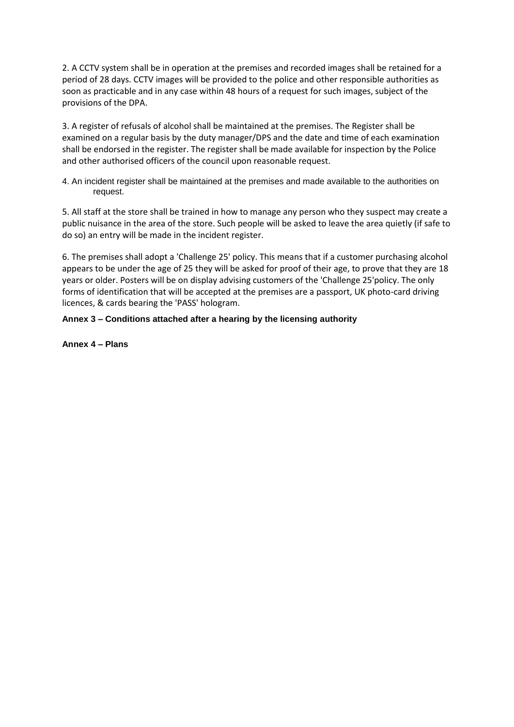2. A CCTV system shall be in operation at the premises and recorded images shall be retained for a period of 28 days. CCTV images will be provided to the police and other responsible authorities as soon as practicable and in any case within 48 hours of a request for such images, subject of the provisions of the DPA.

3. A register of refusals of alcohol shall be maintained at the premises. The Register shall be examined on a regular basis by the duty manager/DPS and the date and time of each examination shall be endorsed in the register. The register shall be made available for inspection by the Police and other authorised officers of the council upon reasonable request.

4. An incident register shall be maintained at the premises and made available to the authorities on request.

5. All staff at the store shall be trained in how to manage any person who they suspect may create a public nuisance in the area of the store. Such people will be asked to leave the area quietly (if safe to do so) an entry will be made in the incident register.

6. The premises shall adopt a 'Challenge 25' policy. This means that if a customer purchasing alcohol appears to be under the age of 25 they will be asked for proof of their age, to prove that they are 18 years or older. Posters will be on display advising customers of the 'Challenge 25'policy. The only forms of identification that will be accepted at the premises are a passport, UK photo-card driving licences, & cards bearing the 'PASS' hologram.

**Annex 3 – Conditions attached after a hearing by the licensing authority**

**Annex 4 – Plans**